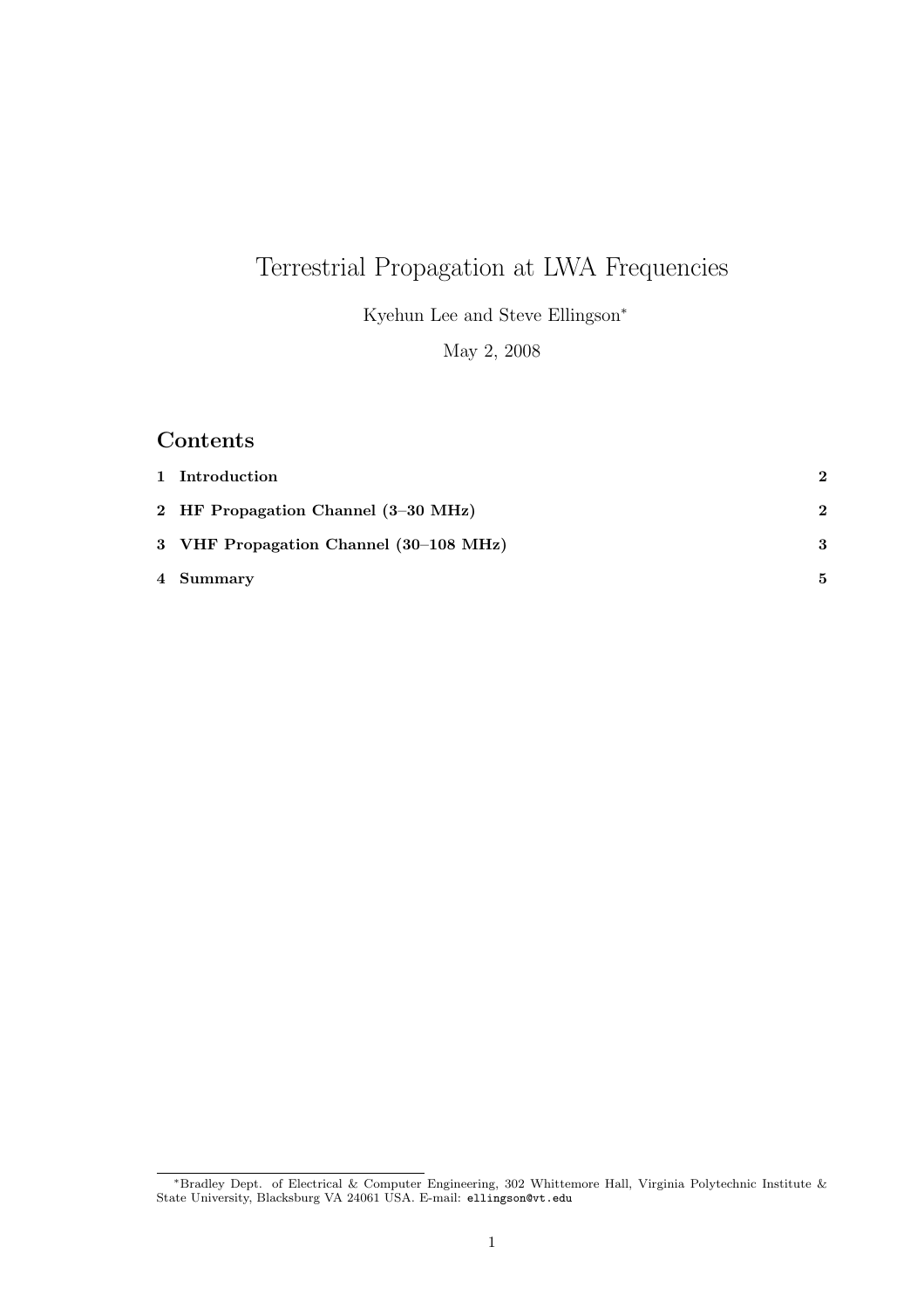# Terrestrial Propagation at LWA Frequencies

Kyehun Lee and Steve Ellingson[*]

May 2, 2008

## Contents

| | |
|---|---|
| **1 Introduction** | **2** |
| **2 HF Propagation Channel (3–30 MHz)** | **2** |
| **3 VHF Propagation Channel (30–108 MHz)** | **3** |
| **4 Summary** | **5** |

[*]Bradley Dept. of Electrical & Computer Engineering, 302 Whittemore Hall, Virginia Polytechnic Institute & State University, Blacksburg VA 24061 USA. E-mail: `ellingson@vt.edu`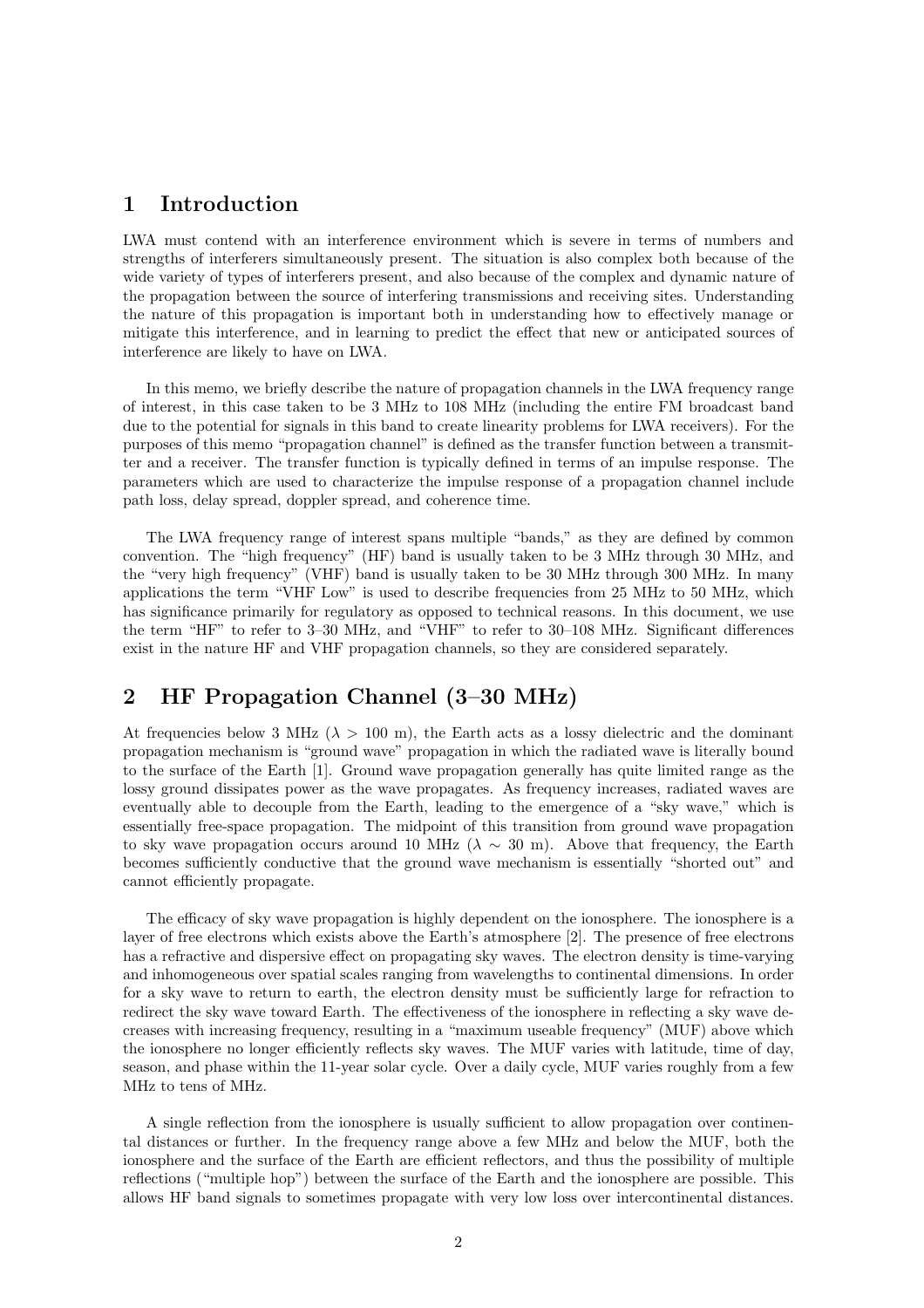## 1 Introduction

LWA must contend with an interference environment which is severe in terms of numbers and strengths of interferers simultaneously present. The situation is also complex both because of the wide variety of types of interferers present, and also because of the complex and dynamic nature of the propagation between the source of interfering transmissions and receiving sites. Understanding the nature of this propagation is important both in understanding how to effectively manage or mitigate this interference, and in learning to predict the effect that new or anticipated sources of interference are likely to have on LWA.

In this memo, we briefly describe the nature of propagation channels in the LWA frequency range of interest, in this case taken to be 3 MHz to 108 MHz (including the entire FM broadcast band due to the potential for signals in this band to create linearity problems for LWA receivers). For the purposes of this memo "propagation channel" is defined as the transfer function between a transmitter and a receiver. The transfer function is typically defined in terms of an impulse response. The parameters which are used to characterize the impulse response of a propagation channel include path loss, delay spread, doppler spread, and coherence time.

The LWA frequency range of interest spans multiple "bands," as they are defined by common convention. The "high frequency" (HF) band is usually taken to be 3 MHz through 30 MHz, and the "very high frequency" (VHF) band is usually taken to be 30 MHz through 300 MHz. In many applications the term "VHF Low" is used to describe frequencies from 25 MHz to 50 MHz, which has significance primarily for regulatory as opposed to technical reasons. In this document, we use the term "HF" to refer to 3–30 MHz, and "VHF" to refer to 30–108 MHz. Significant differences exist in the nature HF and VHF propagation channels, so they are considered separately.

## 2 HF Propagation Channel (3–30 MHz)

At frequencies below 3 MHz ($\lambda > 100$ m), the Earth acts as a lossy dielectric and the dominant propagation mechanism is "ground wave" propagation in which the radiated wave is literally bound to the surface of the Earth [1]. Ground wave propagation generally has quite limited range as the lossy ground dissipates power as the wave propagates. As frequency increases, radiated waves are eventually able to decouple from the Earth, leading to the emergence of a "sky wave," which is essentially free-space propagation. The midpoint of this transition from ground wave propagation to sky wave propagation occurs around 10 MHz ($\lambda \sim 30$ m). Above that frequency, the Earth becomes sufficiently conductive that the ground wave mechanism is essentially "shorted out" and cannot efficiently propagate.

The efficacy of sky wave propagation is highly dependent on the ionosphere. The ionosphere is a layer of free electrons which exists above the Earth's atmosphere [2]. The presence of free electrons has a refractive and dispersive effect on propagating sky waves. The electron density is time-varying and inhomogeneous over spatial scales ranging from wavelengths to continental dimensions. In order for a sky wave to return to earth, the electron density must be sufficiently large for refraction to redirect the sky wave toward Earth. The effectiveness of the ionosphere in reflecting a sky wave decreases with increasing frequency, resulting in a "maximum useable frequency" (MUF) above which the ionosphere no longer efficiently reflects sky waves. The MUF varies with latitude, time of day, season, and phase within the 11-year solar cycle. Over a daily cycle, MUF varies roughly from a few MHz to tens of MHz.

A single reflection from the ionosphere is usually sufficient to allow propagation over continental distances or further. In the frequency range above a few MHz and below the MUF, both the ionosphere and the surface of the Earth are efficient reflectors, and thus the possibility of multiple reflections ("multiple hop") between the surface of the Earth and the ionosphere are possible. This allows HF band signals to sometimes propagate with very low loss over intercontinental distances.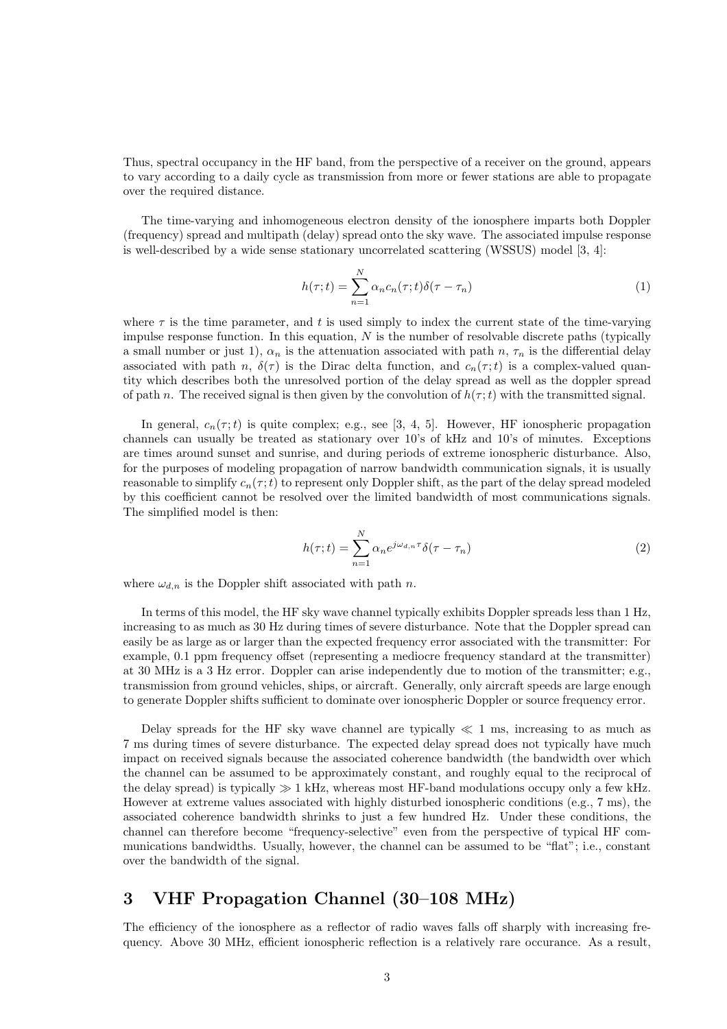Thus, spectral occupancy in the HF band, from the perspective of a receiver on the ground, appears to vary according to a daily cycle as transmission from more or fewer stations are able to propagate over the required distance.

The time-varying and inhomogeneous electron density of the ionosphere imparts both Doppler (frequency) spread and multipath (delay) spread onto the sky wave. The associated impulse response is well-described by a wide sense stationary uncorrelated scattering (WSSUS) model [3, 4]:

$$h(\tau;t) = \sum_{n=1}^{N} \alpha_n c_n(\tau;t)\delta(\tau - \tau_n) \tag{1}$$

where $\tau$ is the time parameter, and $t$ is used simply to index the current state of the time-varying impulse response function. In this equation, $N$ is the number of resolvable discrete paths (typically a small number or just 1), $\alpha_n$ is the attenuation associated with path $n$, $\tau_n$ is the differential delay associated with path $n$, $\delta(\tau)$ is the Dirac delta function, and $c_n(\tau;t)$ is a complex-valued quantity which describes both the unresolved portion of the delay spread as well as the doppler spread of path $n$. The received signal is then given by the convolution of $h(\tau;t)$ with the transmitted signal.

In general, $c_n(\tau;t)$ is quite complex; e.g., see [3, 4, 5]. However, HF ionospheric propagation channels can usually be treated as stationary over 10's of kHz and 10's of minutes. Exceptions are times around sunset and sunrise, and during periods of extreme ionospheric disturbance. Also, for the purposes of modeling propagation of narrow bandwidth communication signals, it is usually reasonable to simplify $c_n(\tau;t)$ to represent only Doppler shift, as the part of the delay spread modeled by this coefficient cannot be resolved over the limited bandwidth of most communications signals. The simplified model is then:

$$h(\tau;t) = \sum_{n=1}^{N} \alpha_n e^{j\omega_{d,n}\tau}\delta(\tau - \tau_n) \tag{2}$$

where $\omega_{d,n}$ is the Doppler shift associated with path $n$.

In terms of this model, the HF sky wave channel typically exhibits Doppler spreads less than 1 Hz, increasing to as much as 30 Hz during times of severe disturbance. Note that the Doppler spread can easily be as large as or larger than the expected frequency error associated with the transmitter: For example, 0.1 ppm frequency offset (representing a mediocre frequency standard at the transmitter) at 30 MHz is a 3 Hz error. Doppler can arise independently due to motion of the transmitter; e.g., transmission from ground vehicles, ships, or aircraft. Generally, only aircraft speeds are large enough to generate Doppler shifts sufficient to dominate over ionospheric Doppler or source frequency error.

Delay spreads for the HF sky wave channel are typically $\ll$ 1 ms, increasing to as much as 7 ms during times of severe disturbance. The expected delay spread does not typically have much impact on received signals because the associated coherence bandwidth (the bandwidth over which the channel can be assumed to be approximately constant, and roughly equal to the reciprocal of the delay spread) is typically $\gg$ 1 kHz, whereas most HF-band modulations occupy only a few kHz. However at extreme values associated with highly disturbed ionospheric conditions (e.g., 7 ms), the associated coherence bandwidth shrinks to just a few hundred Hz. Under these conditions, the channel can therefore become "frequency-selective" even from the perspective of typical HF communications bandwidths. Usually, however, the channel can be assumed to be "flat"; i.e., constant over the bandwidth of the signal.

## 3 VHF Propagation Channel (30–108 MHz)

The efficiency of the ionosphere as a reflector of radio waves falls off sharply with increasing frequency. Above 30 MHz, efficient ionospheric reflection is a relatively rare occurance. As a result,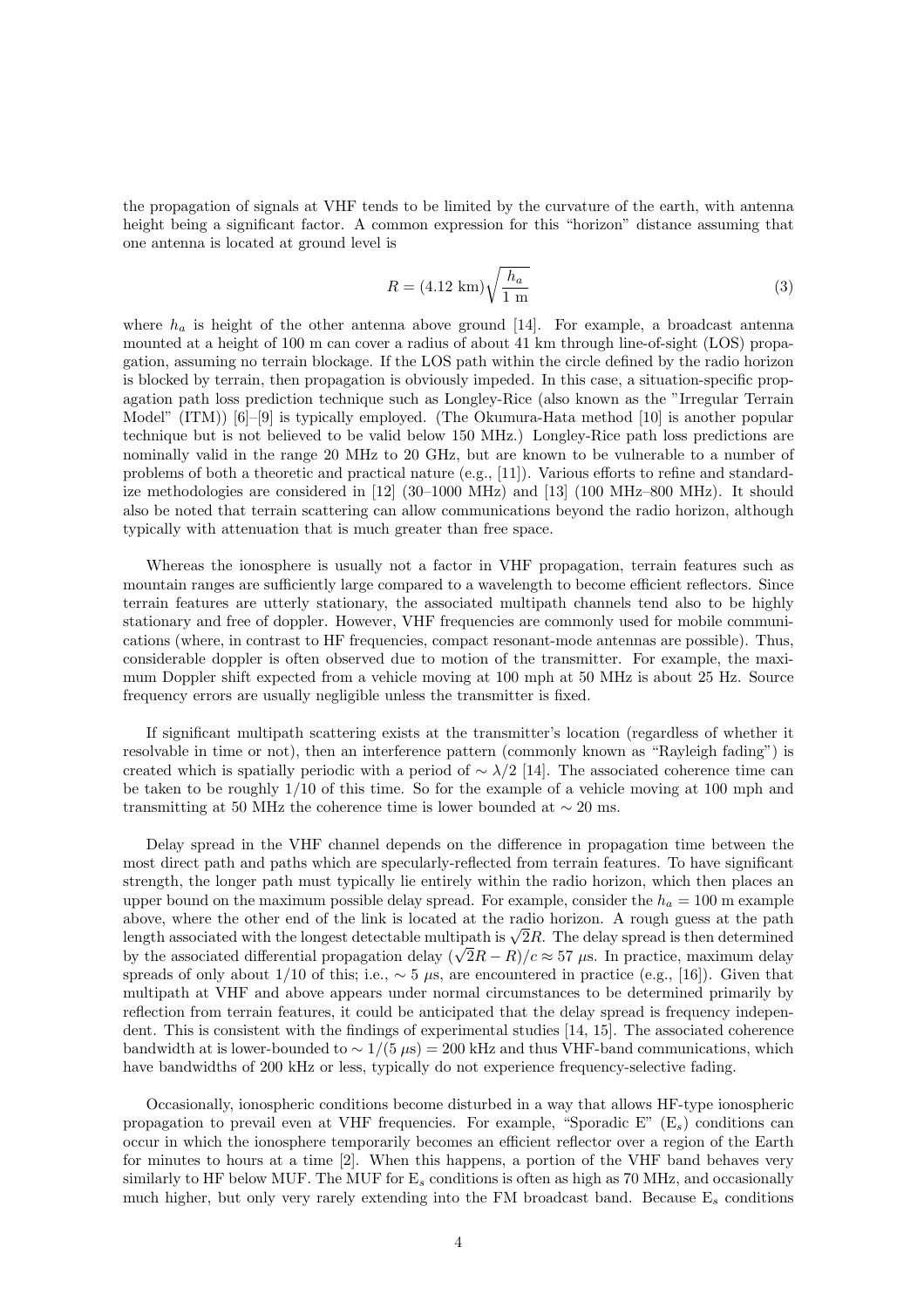the propagation of signals at VHF tends to be limited by the curvature of the earth, with antenna height being a significant factor. A common expression for this "horizon" distance assuming that one antenna is located at ground level is

$$R = (4.12 \text{ km})\sqrt{\frac{h_a}{1 \text{ m}}} \tag{3}$$

where $h_a$ is height of the other antenna above ground [14]. For example, a broadcast antenna mounted at a height of 100 m can cover a radius of about 41 km through line-of-sight (LOS) propagation, assuming no terrain blockage. If the LOS path within the circle defined by the radio horizon is blocked by terrain, then propagation is obviously impeded. In this case, a situation-specific propagation path loss prediction technique such as Longley-Rice (also known as the "Irregular Terrain Model" (ITM)) [6]–[9] is typically employed. (The Okumura-Hata method [10] is another popular technique but is not believed to be valid below 150 MHz.) Longley-Rice path loss predictions are nominally valid in the range 20 MHz to 20 GHz, but are known to be vulnerable to a number of problems of both a theoretic and practical nature (e.g., [11]). Various efforts to refine and standardize methodologies are considered in [12] (30–1000 MHz) and [13] (100 MHz–800 MHz). It should also be noted that terrain scattering can allow communications beyond the radio horizon, although typically with attenuation that is much greater than free space.

Whereas the ionosphere is usually not a factor in VHF propagation, terrain features such as mountain ranges are sufficiently large compared to a wavelength to become efficient reflectors. Since terrain features are utterly stationary, the associated multipath channels tend also to be highly stationary and free of doppler. However, VHF frequencies are commonly used for mobile communications (where, in contrast to HF frequencies, compact resonant-mode antennas are possible). Thus, considerable doppler is often observed due to motion of the transmitter. For example, the maximum Doppler shift expected from a vehicle moving at 100 mph at 50 MHz is about 25 Hz. Source frequency errors are usually negligible unless the transmitter is fixed.

If significant multipath scattering exists at the transmitter's location (regardless of whether it resolvable in time or not), then an interference pattern (commonly known as "Rayleigh fading") is created which is spatially periodic with a period of $\sim \lambda/2$ [14]. The associated coherence time can be taken to be roughly 1/10 of this time. So for the example of a vehicle moving at 100 mph and transmitting at 50 MHz the coherence time is lower bounded at $\sim 20$ ms.

Delay spread in the VHF channel depends on the difference in propagation time between the most direct path and paths which are specularly-reflected from terrain features. To have significant strength, the longer path must typically lie entirely within the radio horizon, which then places an upper bound on the maximum possible delay spread. For example, consider the $h_a = 100$ m example above, where the other end of the link is located at the radio horizon. A rough guess at the path length associated with the longest detectable multipath is $\sqrt{2}R$. The delay spread is then determined by the associated differential propagation delay $(\sqrt{2}R - R)/c \approx 57\ \mu$s. In practice, maximum delay spreads of only about 1/10 of this; i.e., $\sim 5\ \mu$s, are encountered in practice (e.g., [16]). Given that multipath at VHF and above appears under normal circumstances to be determined primarily by reflection from terrain features, it could be anticipated that the delay spread is frequency independent. This is consistent with the findings of experimental studies [14, 15]. The associated coherence bandwidth at is lower-bounded to $\sim 1/(5\ \mu\text{s}) = 200$ kHz and thus VHF-band communications, which have bandwidths of 200 kHz or less, typically do not experience frequency-selective fading.

Occasionally, ionospheric conditions become disturbed in a way that allows HF-type ionospheric propagation to prevail even at VHF frequencies. For example, "Sporadic E" ($E_s$) conditions can occur in which the ionosphere temporarily becomes an efficient reflector over a region of the Earth for minutes to hours at a time [2]. When this happens, a portion of the VHF band behaves very similarly to HF below MUF. The MUF for $E_s$ conditions is often as high as 70 MHz, and occasionally much higher, but only very rarely extending into the FM broadcast band. Because $E_s$ conditions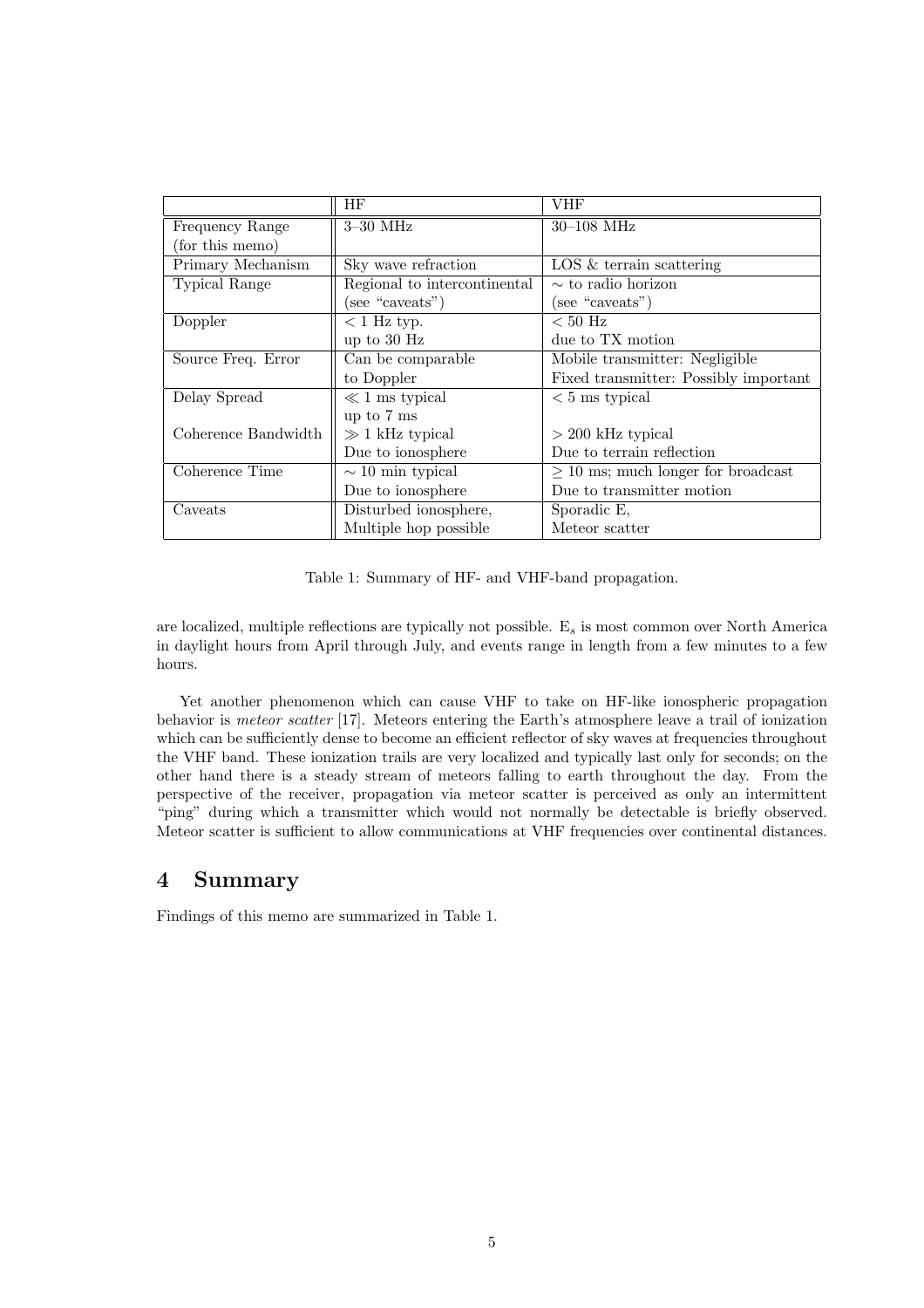| | HF | VHF |
|---|---|---|
| Frequency Range (for this memo) | 3–30 MHz | 30–108 MHz |
| Primary Mechanism | Sky wave refraction | LOS & terrain scattering |
| Typical Range | Regional to intercontinental (see "caveats") | $\sim$ to radio horizon (see "caveats") |
| Doppler | $< 1$ Hz typ. up to 30 Hz | $< 50$ Hz due to TX motion |
| Source Freq. Error | Can be comparable to Doppler | Mobile transmitter: Negligible Fixed transmitter: Possibly important |
| Delay Spread | $\ll 1$ ms typical up to 7 ms | $< 5$ ms typical |
| Coherence Bandwidth | $\gg 1$ kHz typical Due to ionosphere | $> 200$ kHz typical Due to terrain reflection |
| Coherence Time | $\sim 10$ min typical Due to ionosphere | $\geq 10$ ms; much longer for broadcast Due to transmitter motion |
| Caveats | Disturbed ionosphere, Multiple hop possible | Sporadic E, Meteor scatter |

Table 1: Summary of HF- and VHF-band propagation.

are localized, multiple reflections are typically not possible. $E_s$ is most common over North America in daylight hours from April through July, and events range in length from a few minutes to a few hours.

Yet another phenomenon which can cause VHF to take on HF-like ionospheric propagation behavior is *meteor scatter* [17]. Meteors entering the Earth's atmosphere leave a trail of ionization which can be sufficiently dense to become an efficient reflector of sky waves at frequencies throughout the VHF band. These ionization trails are very localized and typically last only for seconds; on the other hand there is a steady stream of meteors falling to earth throughout the day. From the perspective of the receiver, propagation via meteor scatter is perceived as only an intermittent "ping" during which a transmitter which would not normally be detectable is briefly observed. Meteor scatter is sufficient to allow communications at VHF frequencies over continental distances.

## 4 Summary

Findings of this memo are summarized in Table 1.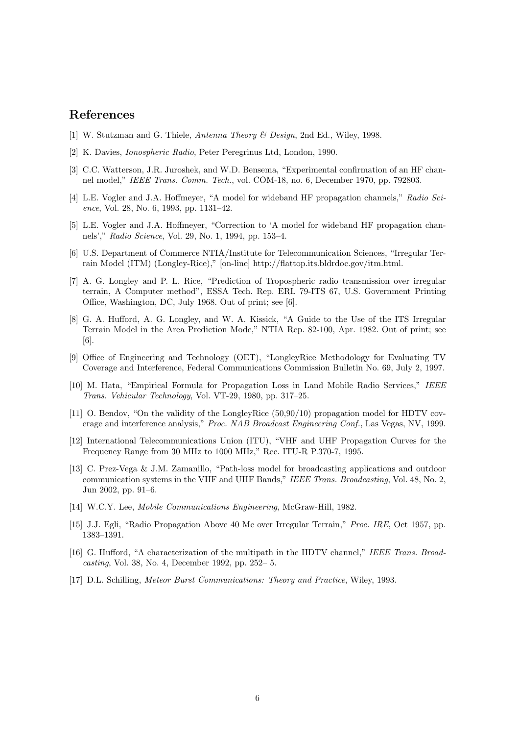## References

[1] W. Stutzman and G. Thiele, *Antenna Theory & Design*, 2nd Ed., Wiley, 1998.

[2] K. Davies, *Ionospheric Radio*, Peter Peregrinus Ltd, London, 1990.

[3] C.C. Watterson, J.R. Juroshek, and W.D. Bensema, "Experimental confirmation of an HF channel model," *IEEE Trans. Comm. Tech.*, vol. COM-18, no. 6, December 1970, pp. 792803.

[4] L.E. Vogler and J.A. Hoffmeyer, "A model for wideband HF propagation channels," *Radio Science*, Vol. 28, No. 6, 1993, pp. 1131–42.

[5] L.E. Vogler and J.A. Hoffmeyer, "Correction to 'A model for wideband HF propagation channels'," *Radio Science*, Vol. 29, No. 1, 1994, pp. 153–4.

[6] U.S. Department of Commerce NTIA/Institute for Telecommunication Sciences, "Irregular Terrain Model (ITM) (Longley-Rice)," [on-line] http://flattop.its.bldrdoc.gov/itm.html.

[7] A. G. Longley and P. L. Rice, "Prediction of Tropospheric radio transmission over irregular terrain, A Computer method", ESSA Tech. Rep. ERL 79-ITS 67, U.S. Government Printing Office, Washington, DC, July 1968. Out of print; see [6].

[8] G. A. Hufford, A. G. Longley, and W. A. Kissick, "A Guide to the Use of the ITS Irregular Terrain Model in the Area Prediction Mode," NTIA Rep. 82-100, Apr. 1982. Out of print; see [6].

[9] Office of Engineering and Technology (OET), "LongleyRice Methodology for Evaluating TV Coverage and Interference, Federal Communications Commission Bulletin No. 69, July 2, 1997.

[10] M. Hata, "Empirical Formula for Propagation Loss in Land Mobile Radio Services," *IEEE Trans. Vehicular Technology*, Vol. VT-29, 1980, pp. 317–25.

[11] O. Bendov, "On the validity of the LongleyRice (50,90/10) propagation model for HDTV coverage and interference analysis," *Proc. NAB Broadcast Engineering Conf.*, Las Vegas, NV, 1999.

[12] International Telecommunications Union (ITU), "VHF and UHF Propagation Curves for the Frequency Range from 30 MHz to 1000 MHz," Rec. ITU-R P.370-7, 1995.

[13] C. Prez-Vega & J.M. Zamanillo, "Path-loss model for broadcasting applications and outdoor communication systems in the VHF and UHF Bands," *IEEE Trans. Broadcasting*, Vol. 48, No. 2, Jun 2002, pp. 91–6.

[14] W.C.Y. Lee, *Mobile Communications Engineering*, McGraw-Hill, 1982.

[15] J.J. Egli, "Radio Propagation Above 40 Mc over Irregular Terrain," *Proc. IRE*, Oct 1957, pp. 1383–1391.

[16] G. Hufford, "A characterization of the multipath in the HDTV channel," *IEEE Trans. Broadcasting*, Vol. 38, No. 4, December 1992, pp. 252– 5.

[17] D.L. Schilling, *Meteor Burst Communications: Theory and Practice*, Wiley, 1993.